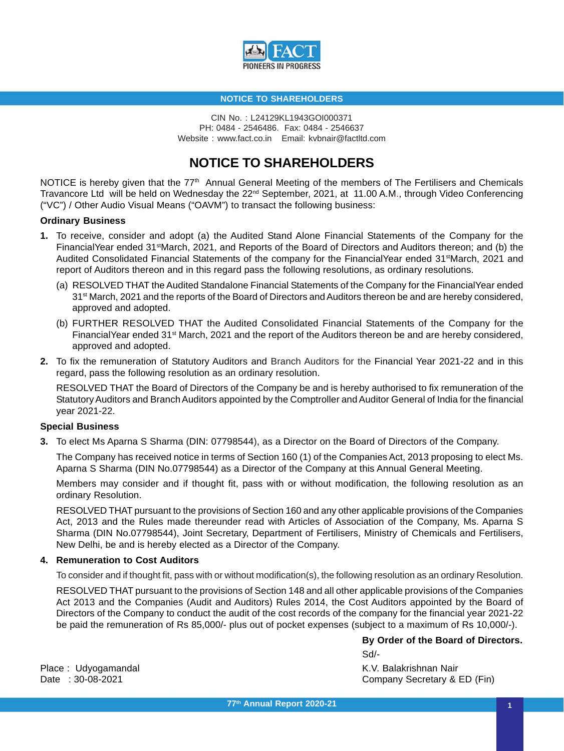FACT

PIONEERS IN PROGRESS

NOTICE TO SHAREHOLDERS

CIN No. : L24129KL1943GOI000371
PH: 0484 - 2546486. Fax: 0484 - 2546637
Website : www.fact.co.in Email: kvbnair@factltd.com

# NOTICE TO SHAREHOLDERS

NOTICE is hereby given that the 77th Annual General Meeting of the members of The Fertilisers and Chemicals Travancore Ltd will be held on Wednesday the 22nd September, 2021, at 11.00 A.M., through Video Conferencing ("VC") / Other Audio Visual Means ("OAVM") to transact the following business:

**Ordinary Business**

1. To receive, consider and adopt (a) the Audited Stand Alone Financial Statements of the Company for the FinancialYear ended 31stMarch, 2021, and Reports of the Board of Directors and Auditors thereon; and (b) the Audited Consolidated Financial Statements of the company for the FinancialYear ended 31stMarch, 2021 and report of Auditors thereon and in this regard pass the following resolutions, as ordinary resolutions.

   (a) RESOLVED THAT the Audited Standalone Financial Statements of the Company for the FinancialYear ended 31st March, 2021 and the reports of the Board of Directors and Auditors thereon be and are hereby considered, approved and adopted.

   (b) FURTHER RESOLVED THAT the Audited Consolidated Financial Statements of the Company for the FinancialYear ended 31st March, 2021 and the report of the Auditors thereon be and are hereby considered, approved and adopted.

2. To fix the remuneration of Statutory Auditors and Branch Auditors for the Financial Year 2021-22 and in this regard, pass the following resolution as an ordinary resolution.

   RESOLVED THAT the Board of Directors of the Company be and is hereby authorised to fix remuneration of the Statutory Auditors and Branch Auditors appointed by the Comptroller and Auditor General of India for the financial year 2021-22.

**Special Business**

3. To elect Ms Aparna S Sharma (DIN: 07798544), as a Director on the Board of Directors of the Company.

   The Company has received notice in terms of Section 160 (1) of the Companies Act, 2013 proposing to elect Ms. Aparna S Sharma (DIN No.07798544) as a Director of the Company at this Annual General Meeting.

   Members may consider and if thought fit, pass with or without modification, the following resolution as an ordinary Resolution.

   RESOLVED THAT pursuant to the provisions of Section 160 and any other applicable provisions of the Companies Act, 2013 and the Rules made thereunder read with Articles of Association of the Company, Ms. Aparna S Sharma (DIN No.07798544), Joint Secretary, Department of Fertilisers, Ministry of Chemicals and Fertilisers, New Delhi, be and is hereby elected as a Director of the Company.

4. **Remuneration to Cost Auditors**

   To consider and if thought fit, pass with or without modification(s), the following resolution as an ordinary Resolution.

   RESOLVED THAT pursuant to the provisions of Section 148 and all other applicable provisions of the Companies Act 2013 and the Companies (Audit and Auditors) Rules 2014, the Cost Auditors appointed by the Board of Directors of the Company to conduct the audit of the cost records of the company for the financial year 2021-22 be paid the remuneration of Rs 85,000/- plus out of pocket expenses (subject to a maximum of Rs 10,000/-).

**By Order of the Board of Directors.**
Sd/-
K.V. Balakrishnan Nair
Company Secretary & ED (Fin)

Place : Udyogamandal
Date : 30-08-2021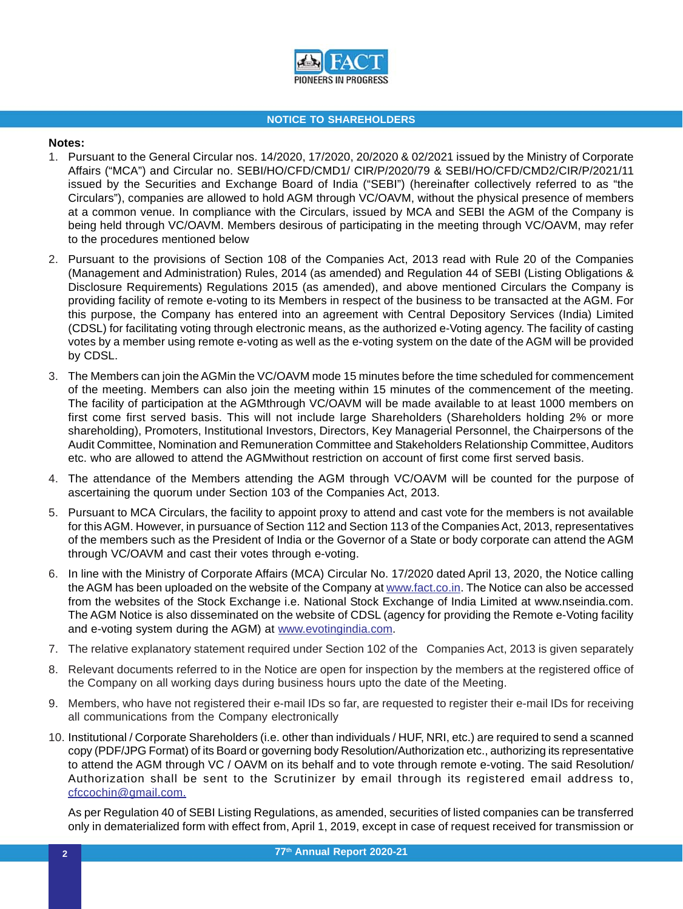## NOTICE TO SHAREHOLDERS

**Notes:**

1. Pursuant to the General Circular nos. 14/2020, 17/2020, 20/2020 & 02/2021 issued by the Ministry of Corporate Affairs ("MCA") and Circular no. SEBI/HO/CFD/CMD1/ CIR/P/2020/79 & SEBI/HO/CFD/CMD2/CIR/P/2021/11 issued by the Securities and Exchange Board of India ("SEBI") (hereinafter collectively referred to as "the Circulars"), companies are allowed to hold AGM through VC/OAVM, without the physical presence of members at a common venue. In compliance with the Circulars, issued by MCA and SEBI the AGM of the Company is being held through VC/OAVM. Members desirous of participating in the meeting through VC/OAVM, may refer to the procedures mentioned below

2. Pursuant to the provisions of Section 108 of the Companies Act, 2013 read with Rule 20 of the Companies (Management and Administration) Rules, 2014 (as amended) and Regulation 44 of SEBI (Listing Obligations & Disclosure Requirements) Regulations 2015 (as amended), and above mentioned Circulars the Company is providing facility of remote e-voting to its Members in respect of the business to be transacted at the AGM. For this purpose, the Company has entered into an agreement with Central Depository Services (India) Limited (CDSL) for facilitating voting through electronic means, as the authorized e-Voting agency. The facility of casting votes by a member using remote e-voting as well as the e-voting system on the date of the AGM will be provided by CDSL.

3. The Members can join the AGMin the VC/OAVM mode 15 minutes before the time scheduled for commencement of the meeting. Members can also join the meeting within 15 minutes of the commencement of the meeting. The facility of participation at the AGMthrough VC/OAVM will be made available to at least 1000 members on first come first served basis. This will not include large Shareholders (Shareholders holding 2% or more shareholding), Promoters, Institutional Investors, Directors, Key Managerial Personnel, the Chairpersons of the Audit Committee, Nomination and Remuneration Committee and Stakeholders Relationship Committee, Auditors etc. who are allowed to attend the AGMwithout restriction on account of first come first served basis.

4. The attendance of the Members attending the AGM through VC/OAVM will be counted for the purpose of ascertaining the quorum under Section 103 of the Companies Act, 2013.

5. Pursuant to MCA Circulars, the facility to appoint proxy to attend and cast vote for the members is not available for this AGM. However, in pursuance of Section 112 and Section 113 of the Companies Act, 2013, representatives of the members such as the President of India or the Governor of a State or body corporate can attend the AGM through VC/OAVM and cast their votes through e-voting.

6. In line with the Ministry of Corporate Affairs (MCA) Circular No. 17/2020 dated April 13, 2020, the Notice calling the AGM has been uploaded on the website of the Company at www.fact.co.in. The Notice can also be accessed from the websites of the Stock Exchange i.e. National Stock Exchange of India Limited at www.nseindia.com. The AGM Notice is also disseminated on the website of CDSL (agency for providing the Remote e-Voting facility and e-voting system during the AGM) at www.evotingindia.com.

7. The relative explanatory statement required under Section 102 of the Companies Act, 2013 is given separately

8. Relevant documents referred to in the Notice are open for inspection by the members at the registered office of the Company on all working days during business hours upto the date of the Meeting.

9. Members, who have not registered their e-mail IDs so far, are requested to register their e-mail IDs for receiving all communications from the Company electronically

10. Institutional / Corporate Shareholders (i.e. other than individuals / HUF, NRI, etc.) are required to send a scanned copy (PDF/JPG Format) of its Board or governing body Resolution/Authorization etc., authorizing its representative to attend the AGM through VC / OAVM on its behalf and to vote through remote e-voting. The said Resolution/ Authorization shall be sent to the Scrutinizer by email through its registered email address to, cfccochin@gmail.com.

    As per Regulation 40 of SEBI Listing Regulations, as amended, securities of listed companies can be transferred only in dematerialized form with effect from, April 1, 2019, except in case of request received for transmission or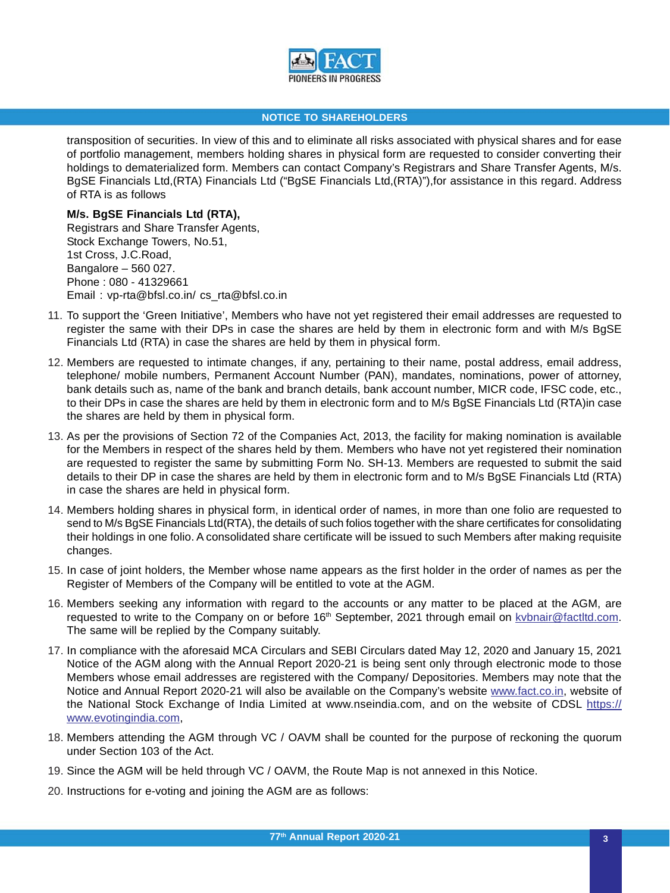transposition of securities. In view of this and to eliminate all risks associated with physical shares and for ease of portfolio management, members holding shares in physical form are requested to consider converting their holdings to dematerialized form. Members can contact Company's Registrars and Share Transfer Agents, M/s. BgSE Financials Ltd,(RTA) Financials Ltd ("BgSE Financials Ltd,(RTA)"),for assistance in this regard. Address of RTA is as follows

**M/s. BgSE Financials Ltd (RTA),**
Registrars and Share Transfer Agents,
Stock Exchange Towers, No.51,
1st Cross, J.C.Road,
Bangalore – 560 027.
Phone : 080 - 41329661
Email : vp-rta@bfsl.co.in/ cs_rta@bfsl.co.in

11. To support the 'Green Initiative', Members who have not yet registered their email addresses are requested to register the same with their DPs in case the shares are held by them in electronic form and with M/s BgSE Financials Ltd (RTA) in case the shares are held by them in physical form.

12. Members are requested to intimate changes, if any, pertaining to their name, postal address, email address, telephone/ mobile numbers, Permanent Account Number (PAN), mandates, nominations, power of attorney, bank details such as, name of the bank and branch details, bank account number, MICR code, IFSC code, etc., to their DPs in case the shares are held by them in electronic form and to M/s BgSE Financials Ltd (RTA)in case the shares are held by them in physical form.

13. As per the provisions of Section 72 of the Companies Act, 2013, the facility for making nomination is available for the Members in respect of the shares held by them. Members who have not yet registered their nomination are requested to register the same by submitting Form No. SH-13. Members are requested to submit the said details to their DP in case the shares are held by them in electronic form and to M/s BgSE Financials Ltd (RTA) in case the shares are held in physical form.

14. Members holding shares in physical form, in identical order of names, in more than one folio are requested to send to M/s BgSE Financials Ltd(RTA), the details of such folios together with the share certificates for consolidating their holdings in one folio. A consolidated share certificate will be issued to such Members after making requisite changes.

15. In case of joint holders, the Member whose name appears as the first holder in the order of names as per the Register of Members of the Company will be entitled to vote at the AGM.

16. Members seeking any information with regard to the accounts or any matter to be placed at the AGM, are requested to write to the Company on or before 16th September, 2021 through email on kvbnair@factltd.com. The same will be replied by the Company suitably.

17. In compliance with the aforesaid MCA Circulars and SEBI Circulars dated May 12, 2020 and January 15, 2021 Notice of the AGM along with the Annual Report 2020-21 is being sent only through electronic mode to those Members whose email addresses are registered with the Company/ Depositories. Members may note that the Notice and Annual Report 2020-21 will also be available on the Company's website www.fact.co.in, website of the National Stock Exchange of India Limited at www.nseindia.com, and on the website of CDSL https://www.evotingindia.com,

18. Members attending the AGM through VC / OAVM shall be counted for the purpose of reckoning the quorum under Section 103 of the Act.

19. Since the AGM will be held through VC / OAVM, the Route Map is not annexed in this Notice.

20. Instructions for e-voting and joining the AGM are as follows: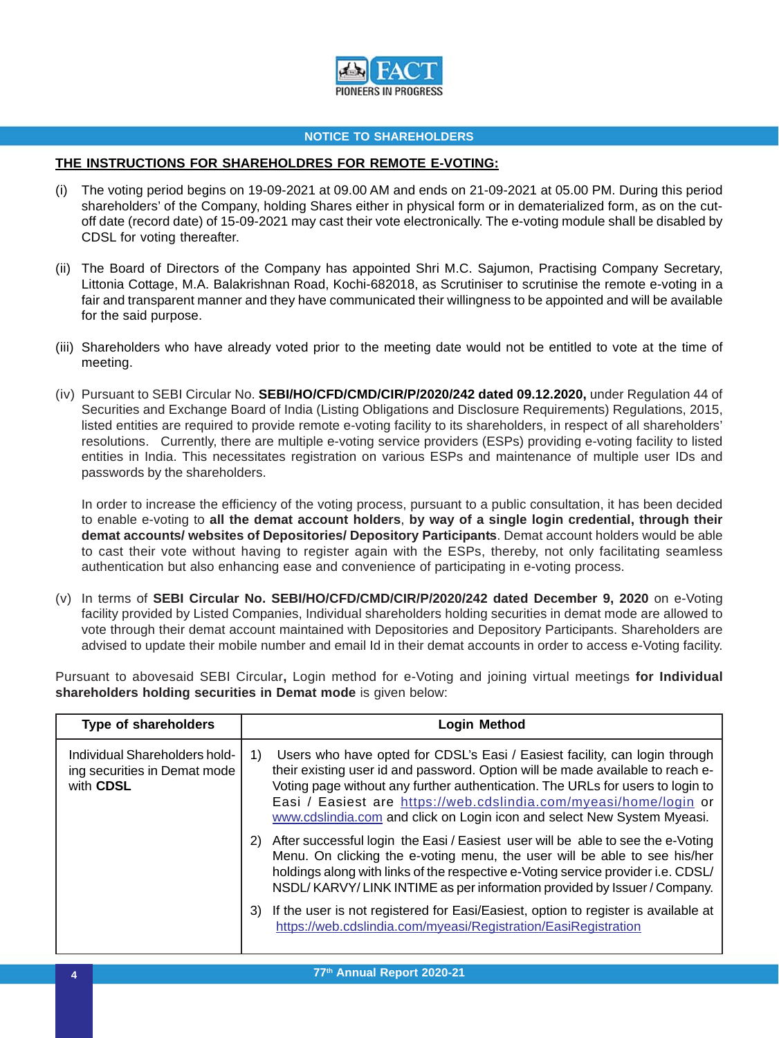## NOTICE TO SHAREHOLDERS

**THE INSTRUCTIONS FOR SHAREHOLDRES FOR REMOTE E-VOTING:**

(i) The voting period begins on 19-09-2021 at 09.00 AM and ends on 21-09-2021 at 05.00 PM. During this period shareholders' of the Company, holding Shares either in physical form or in dematerialized form, as on the cut-off date (record date) of 15-09-2021 may cast their vote electronically. The e-voting module shall be disabled by CDSL for voting thereafter.

(ii) The Board of Directors of the Company has appointed Shri M.C. Sajumon, Practising Company Secretary, Littonia Cottage, M.A. Balakrishnan Road, Kochi-682018, as Scrutiniser to scrutinise the remote e-voting in a fair and transparent manner and they have communicated their willingness to be appointed and will be available for the said purpose.

(iii) Shareholders who have already voted prior to the meeting date would not be entitled to vote at the time of meeting.

(iv) Pursuant to SEBI Circular No. **SEBI/HO/CFD/CMD/CIR/P/2020/242 dated 09.12.2020,** under Regulation 44 of Securities and Exchange Board of India (Listing Obligations and Disclosure Requirements) Regulations, 2015, listed entities are required to provide remote e-voting facility to its shareholders, in respect of all shareholders' resolutions. Currently, there are multiple e-voting service providers (ESPs) providing e-voting facility to listed entities in India. This necessitates registration on various ESPs and maintenance of multiple user IDs and passwords by the shareholders.

In order to increase the efficiency of the voting process, pursuant to a public consultation, it has been decided to enable e-voting to **all the demat account holders**, **by way of a single login credential, through their demat accounts/ websites of Depositories/ Depository Participants**. Demat account holders would be able to cast their vote without having to register again with the ESPs, thereby, not only facilitating seamless authentication but also enhancing ease and convenience of participating in e-voting process.

(v) In terms of **SEBI Circular No. SEBI/HO/CFD/CMD/CIR/P/2020/242 dated December 9, 2020** on e-Voting facility provided by Listed Companies, Individual shareholders holding securities in demat mode are allowed to vote through their demat account maintained with Depositories and Depository Participants. Shareholders are advised to update their mobile number and email Id in their demat accounts in order to access e-Voting facility.

Pursuant to abovesaid SEBI Circular**,** Login method for e-Voting and joining virtual meetings **for Individual shareholders holding securities in Demat mode** is given below:

| Type of shareholders | Login Method |
|---|---|
| Individual Shareholders holding securities in Demat mode with **CDSL** | 1) Users who have opted for CDSL's Easi / Easiest facility, can login through their existing user id and password. Option will be made available to reach e-Voting page without any further authentication. The URLs for users to login to Easi / Easiest are https://web.cdslindia.com/myeasi/home/login or www.cdslindia.com and click on Login icon and select New System Myeasi.<br>2) After successful login the Easi / Easiest user will be able to see the e-Voting Menu. On clicking the e-voting menu, the user will be able to see his/her holdings along with links of the respective e-Voting service provider i.e. CDSL/ NSDL/ KARVY/ LINK INTIME as per information provided by Issuer / Company.<br>3) If the user is not registered for Easi/Easiest, option to register is available at https://web.cdslindia.com/myeasi/Registration/EasiRegistration |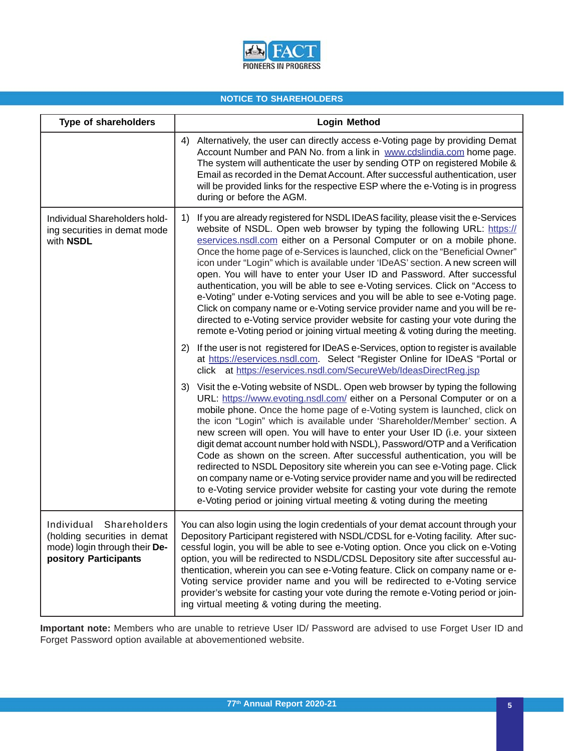## NOTICE TO SHAREHOLDERS

| Type of shareholders | Login Method |
|---|---|
| | 4) Alternatively, the user can directly access e-Voting page by providing Demat Account Number and PAN No. from a link in www.cdslindia.com home page. The system will authenticate the user by sending OTP on registered Mobile & Email as recorded in the Demat Account. After successful authentication, user will be provided links for the respective ESP where the e-Voting is in progress during or before the AGM. |
| Individual Shareholders holding securities in demat mode with **NSDL** | 1) If you are already registered for NSDL IDeAS facility, please visit the e-Services website of NSDL. Open web browser by typing the following URL: https://eservices.nsdl.com either on a Personal Computer or on a mobile phone. Once the home page of e-Services is launched, click on the "Beneficial Owner" icon under "Login" which is available under 'IDeAS' section. A new screen will open. You will have to enter your User ID and Password. After successful authentication, you will be able to see e-Voting services. Click on "Access to e-Voting" under e-Voting services and you will be able to see e-Voting page. Click on company name or e-Voting service provider name and you will be re-directed to e-Voting service provider website for casting your vote during the remote e-Voting period or joining virtual meeting & voting during the meeting.<br>2) If the user is not registered for IDeAS e-Services, option to register is available at https://eservices.nsdl.com. Select "Register Online for IDeAS "Portal or click at https://eservices.nsdl.com/SecureWeb/IdeasDirectReg.jsp<br>3) Visit the e-Voting website of NSDL. Open web browser by typing the following URL: https://www.evoting.nsdl.com/ either on a Personal Computer or on a mobile phone. Once the home page of e-Voting system is launched, click on the icon "Login" which is available under 'Shareholder/Member' section. A new screen will open. You will have to enter your User ID (i.e. your sixteen digit demat account number hold with NSDL), Password/OTP and a Verification Code as shown on the screen. After successful authentication, you will be redirected to NSDL Depository site wherein you can see e-Voting page. Click on company name or e-Voting service provider name and you will be redirected to e-Voting service provider website for casting your vote during the remote e-Voting period or joining virtual meeting & voting during the meeting |
| Individual Shareholders (holding securities in demat mode) login through their **Depository Participants** | You can also login using the login credentials of your demat account through your Depository Participant registered with NSDL/CDSL for e-Voting facility. After successful login, you will be able to see e-Voting option. Once you click on e-Voting option, you will be redirected to NSDL/CDSL Depository site after successful authentication, wherein you can see e-Voting feature. Click on company name or e-Voting service provider name and you will be redirected to e-Voting service provider's website for casting your vote during the remote e-Voting period or joining virtual meeting & voting during the meeting. |

**Important note:** Members who are unable to retrieve User ID/ Password are advised to use Forget User ID and Forget Password option available at abovementioned website.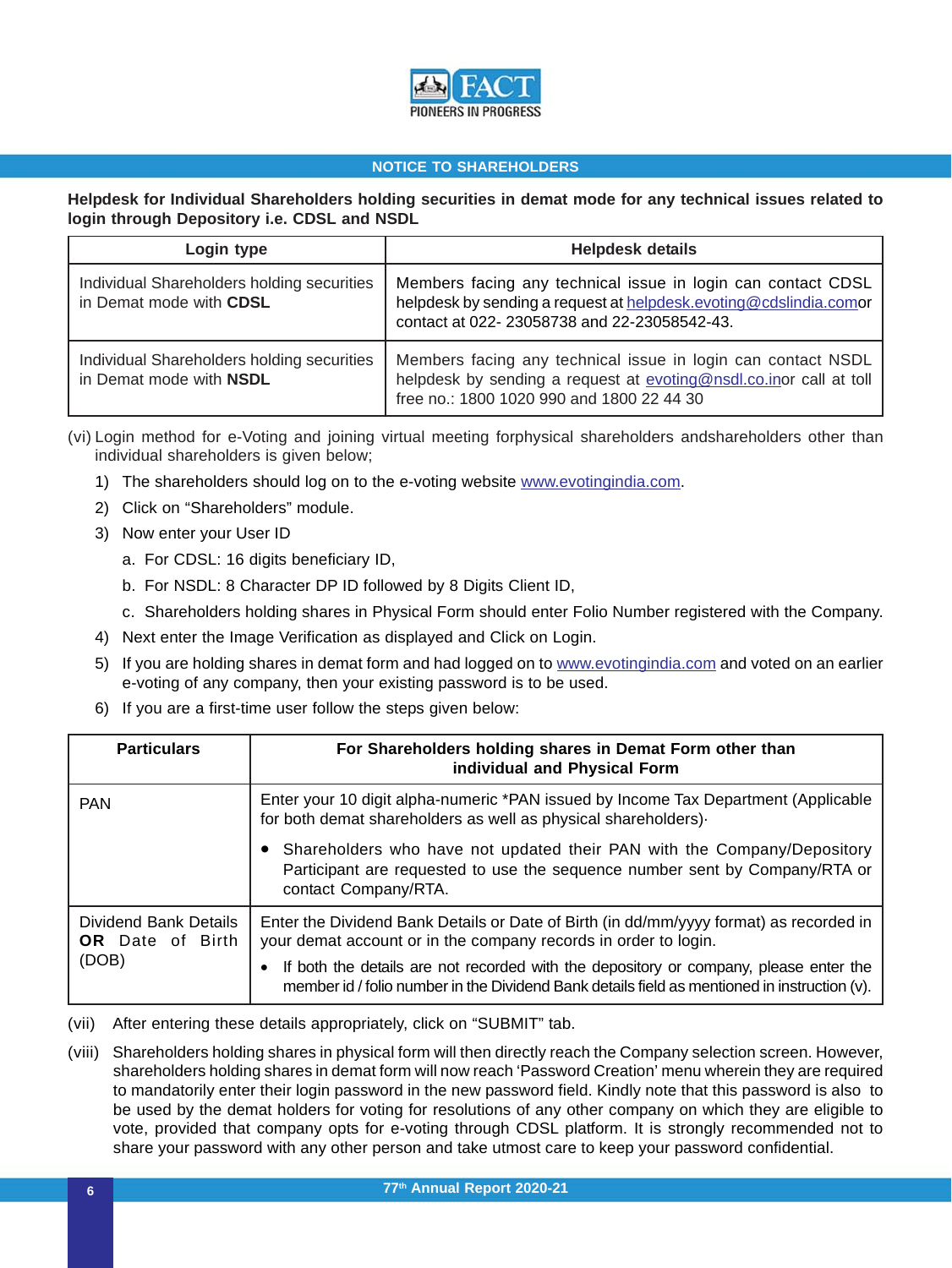## NOTICE TO SHAREHOLDERS

**Helpdesk for Individual Shareholders holding securities in demat mode for any technical issues related to login through Depository i.e. CDSL and NSDL**

| Login type | Helpdesk details |
|---|---|
| Individual Shareholders holding securities in Demat mode with **CDSL** | Members facing any technical issue in login can contact CDSL helpdesk by sending a request at helpdesk.evoting@cdslindia.comor contact at 022- 23058738 and 22-23058542-43. |
| Individual Shareholders holding securities in Demat mode with **NSDL** | Members facing any technical issue in login can contact NSDL helpdesk by sending a request at evoting@nsdl.co.inor call at toll free no.: 1800 1020 990 and 1800 22 44 30 |

(vi) Login method for e-Voting and joining virtual meeting forphysical shareholders andshareholders other than individual shareholders is given below;

1) The shareholders should log on to the e-voting website www.evotingindia.com.
2) Click on “Shareholders” module.
3) Now enter your User ID
   a. For CDSL: 16 digits beneficiary ID,
   b. For NSDL: 8 Character DP ID followed by 8 Digits Client ID,
   c. Shareholders holding shares in Physical Form should enter Folio Number registered with the Company.
4) Next enter the Image Verification as displayed and Click on Login.
5) If you are holding shares in demat form and had logged on to www.evotingindia.com and voted on an earlier e-voting of any company, then your existing password is to be used.
6) If you are a first-time user follow the steps given below:

| Particulars | For Shareholders holding shares in Demat Form other than individual and Physical Form |
|---|---|
| PAN | Enter your 10 digit alpha-numeric *PAN issued by Income Tax Department (Applicable for both demat shareholders as well as physical shareholders)· <br> • Shareholders who have not updated their PAN with the Company/Depository Participant are requested to use the sequence number sent by Company/RTA or contact Company/RTA. |
| Dividend Bank Details **OR** Date of Birth (DOB) | Enter the Dividend Bank Details or Date of Birth (in dd/mm/yyyy format) as recorded in your demat account or in the company records in order to login. <br> • If both the details are not recorded with the depository or company, please enter the member id / folio number in the Dividend Bank details field as mentioned in instruction (v). |

(vii) After entering these details appropriately, click on “SUBMIT” tab.

(viii) Shareholders holding shares in physical form will then directly reach the Company selection screen. However, shareholders holding shares in demat form will now reach ‘Password Creation’ menu wherein they are required to mandatorily enter their login password in the new password field. Kindly note that this password is also to be used by the demat holders for voting for resolutions of any other company on which they are eligible to vote, provided that company opts for e-voting through CDSL platform. It is strongly recommended not to share your password with any other person and take utmost care to keep your password confidential.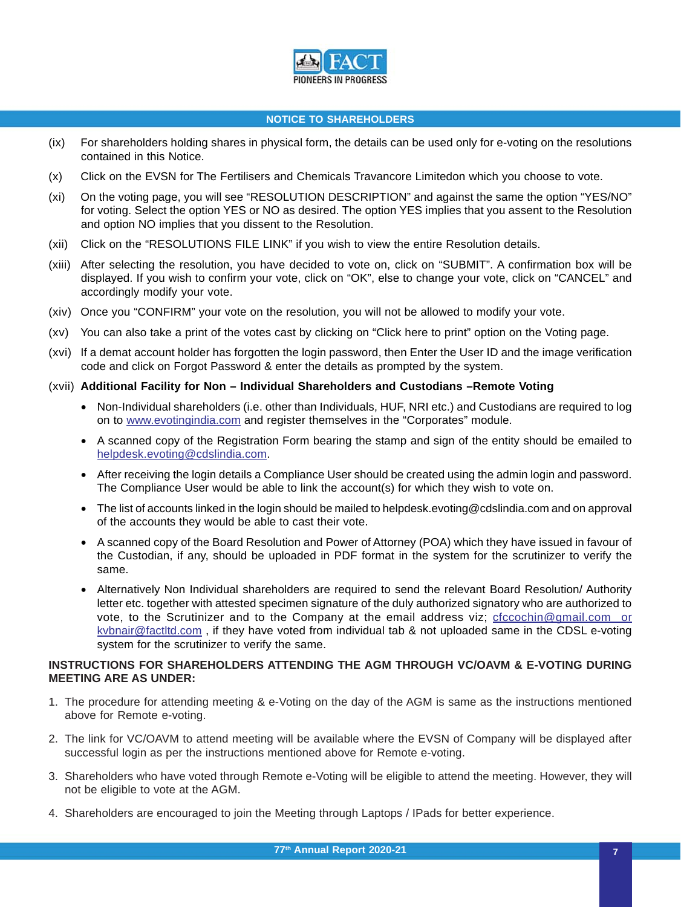## NOTICE TO SHAREHOLDERS

(ix) For shareholders holding shares in physical form, the details can be used only for e-voting on the resolutions contained in this Notice.

(x) Click on the EVSN for The Fertilisers and Chemicals Travancore Limitedon which you choose to vote.

(xi) On the voting page, you will see "RESOLUTION DESCRIPTION" and against the same the option "YES/NO" for voting. Select the option YES or NO as desired. The option YES implies that you assent to the Resolution and option NO implies that you dissent to the Resolution.

(xii) Click on the "RESOLUTIONS FILE LINK" if you wish to view the entire Resolution details.

(xiii) After selecting the resolution, you have decided to vote on, click on "SUBMIT". A confirmation box will be displayed. If you wish to confirm your vote, click on "OK", else to change your vote, click on "CANCEL" and accordingly modify your vote.

(xiv) Once you "CONFIRM" your vote on the resolution, you will not be allowed to modify your vote.

(xv) You can also take a print of the votes cast by clicking on "Click here to print" option on the Voting page.

(xvi) If a demat account holder has forgotten the login password, then Enter the User ID and the image verification code and click on Forgot Password & enter the details as prompted by the system.

(xvii) **Additional Facility for Non – Individual Shareholders and Custodians –Remote Voting**

- Non-Individual shareholders (i.e. other than Individuals, HUF, NRI etc.) and Custodians are required to log on to www.evotingindia.com and register themselves in the "Corporates" module.
- A scanned copy of the Registration Form bearing the stamp and sign of the entity should be emailed to helpdesk.evoting@cdslindia.com.
- After receiving the login details a Compliance User should be created using the admin login and password. The Compliance User would be able to link the account(s) for which they wish to vote on.
- The list of accounts linked in the login should be mailed to helpdesk.evoting@cdslindia.com and on approval of the accounts they would be able to cast their vote.
- A scanned copy of the Board Resolution and Power of Attorney (POA) which they have issued in favour of the Custodian, if any, should be uploaded in PDF format in the system for the scrutinizer to verify the same.
- Alternatively Non Individual shareholders are required to send the relevant Board Resolution/ Authority letter etc. together with attested specimen signature of the duly authorized signatory who are authorized to vote, to the Scrutinizer and to the Company at the email address viz; cfccochin@gmail.com or kvbnair@factltd.com , if they have voted from individual tab & not uploaded same in the CDSL e-voting system for the scrutinizer to verify the same.

**INSTRUCTIONS FOR SHAREHOLDERS ATTENDING THE AGM THROUGH VC/OAVM & E-VOTING DURING MEETING ARE AS UNDER:**

1. The procedure for attending meeting & e-Voting on the day of the AGM is same as the instructions mentioned above for Remote e-voting.
2. The link for VC/OAVM to attend meeting will be available where the EVSN of Company will be displayed after successful login as per the instructions mentioned above for Remote e-voting.
3. Shareholders who have voted through Remote e-Voting will be eligible to attend the meeting. However, they will not be eligible to vote at the AGM.
4. Shareholders are encouraged to join the Meeting through Laptops / IPads for better experience.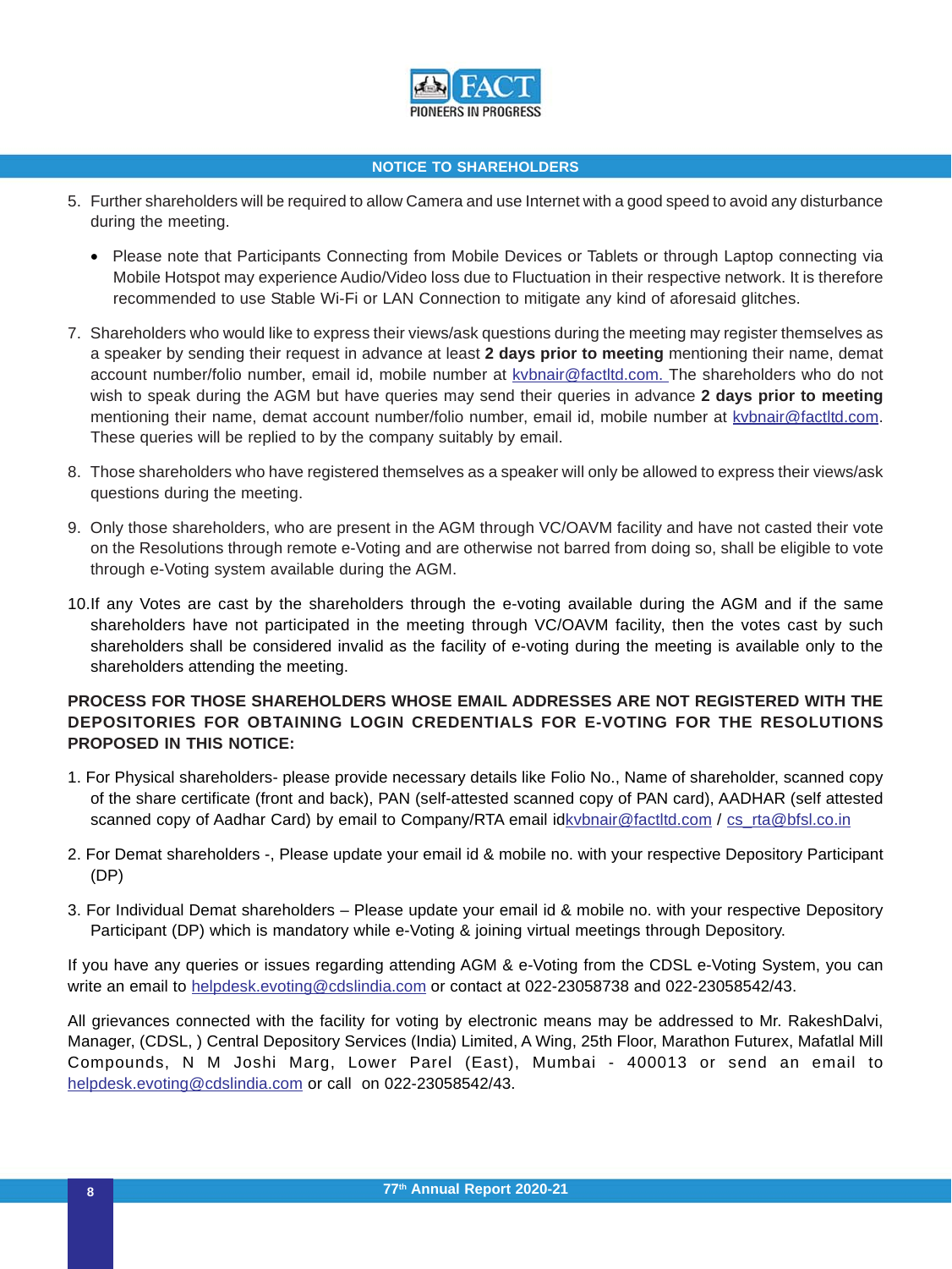5. Further shareholders will be required to allow Camera and use Internet with a good speed to avoid any disturbance during the meeting.

   - Please note that Participants Connecting from Mobile Devices or Tablets or through Laptop connecting via Mobile Hotspot may experience Audio/Video loss due to Fluctuation in their respective network. It is therefore recommended to use Stable Wi-Fi or LAN Connection to mitigate any kind of aforesaid glitches.

7. Shareholders who would like to express their views/ask questions during the meeting may register themselves as a speaker by sending their request in advance at least **2 days prior to meeting** mentioning their name, demat account number/folio number, email id, mobile number at kvbnair@factltd.com. The shareholders who do not wish to speak during the AGM but have queries may send their queries in advance **2 days prior to meeting** mentioning their name, demat account number/folio number, email id, mobile number at kvbnair@factltd.com. These queries will be replied to by the company suitably by email.

8. Those shareholders who have registered themselves as a speaker will only be allowed to express their views/ask questions during the meeting.

9. Only those shareholders, who are present in the AGM through VC/OAVM facility and have not casted their vote on the Resolutions through remote e-Voting and are otherwise not barred from doing so, shall be eligible to vote through e-Voting system available during the AGM.

10. If any Votes are cast by the shareholders through the e-voting available during the AGM and if the same shareholders have not participated in the meeting through VC/OAVM facility, then the votes cast by such shareholders shall be considered invalid as the facility of e-voting during the meeting is available only to the shareholders attending the meeting.

**PROCESS FOR THOSE SHAREHOLDERS WHOSE EMAIL ADDRESSES ARE NOT REGISTERED WITH THE DEPOSITORIES FOR OBTAINING LOGIN CREDENTIALS FOR E-VOTING FOR THE RESOLUTIONS PROPOSED IN THIS NOTICE:**

1. For Physical shareholders- please provide necessary details like Folio No., Name of shareholder, scanned copy of the share certificate (front and back), PAN (self-attested scanned copy of PAN card), AADHAR (self attested scanned copy of Aadhar Card) by email to Company/RTA email idkvbnair@factltd.com / cs_rta@bfsl.co.in

2. For Demat shareholders -, Please update your email id & mobile no. with your respective Depository Participant (DP)

3. For Individual Demat shareholders – Please update your email id & mobile no. with your respective Depository Participant (DP) which is mandatory while e-Voting & joining virtual meetings through Depository.

If you have any queries or issues regarding attending AGM & e-Voting from the CDSL e-Voting System, you can write an email to helpdesk.evoting@cdslindia.com or contact at 022-23058738 and 022-23058542/43.

All grievances connected with the facility for voting by electronic means may be addressed to Mr. RakeshDalvi, Manager, (CDSL, ) Central Depository Services (India) Limited, A Wing, 25th Floor, Marathon Futurex, Mafatlal Mill Compounds, N M Joshi Marg, Lower Parel (East), Mumbai - 400013 or send an email to helpdesk.evoting@cdslindia.com or call on 022-23058542/43.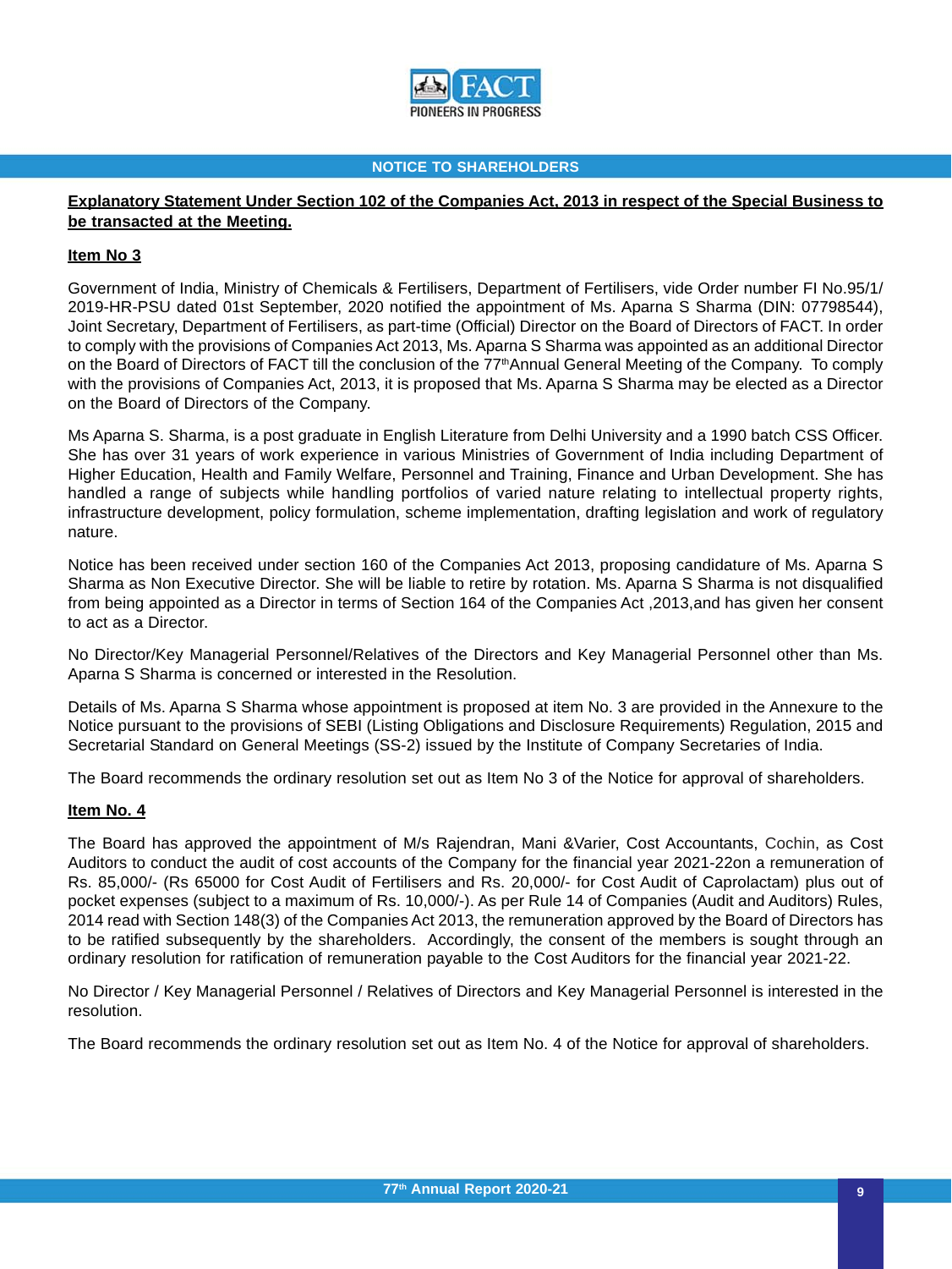## NOTICE TO SHAREHOLDERS

**Explanatory Statement Under Section 102 of the Companies Act, 2013 in respect of the Special Business to be transacted at the Meeting.**

**Item No 3**

Government of India, Ministry of Chemicals & Fertilisers, Department of Fertilisers, vide Order number FI No.95/1/2019-HR-PSU dated 01st September, 2020 notified the appointment of Ms. Aparna S Sharma (DIN: 07798544), Joint Secretary, Department of Fertilisers, as part-time (Official) Director on the Board of Directors of FACT. In order to comply with the provisions of Companies Act 2013, Ms. Aparna S Sharma was appointed as an additional Director on the Board of Directors of FACT till the conclusion of the 77th Annual General Meeting of the Company. To comply with the provisions of Companies Act, 2013, it is proposed that Ms. Aparna S Sharma may be elected as a Director on the Board of Directors of the Company.

Ms Aparna S. Sharma, is a post graduate in English Literature from Delhi University and a 1990 batch CSS Officer. She has over 31 years of work experience in various Ministries of Government of India including Department of Higher Education, Health and Family Welfare, Personnel and Training, Finance and Urban Development. She has handled a range of subjects while handling portfolios of varied nature relating to intellectual property rights, infrastructure development, policy formulation, scheme implementation, drafting legislation and work of regulatory nature.

Notice has been received under section 160 of the Companies Act 2013, proposing candidature of Ms. Aparna S Sharma as Non Executive Director. She will be liable to retire by rotation. Ms. Aparna S Sharma is not disqualified from being appointed as a Director in terms of Section 164 of the Companies Act ,2013,and has given her consent to act as a Director.

No Director/Key Managerial Personnel/Relatives of the Directors and Key Managerial Personnel other than Ms. Aparna S Sharma is concerned or interested in the Resolution.

Details of Ms. Aparna S Sharma whose appointment is proposed at item No. 3 are provided in the Annexure to the Notice pursuant to the provisions of SEBI (Listing Obligations and Disclosure Requirements) Regulation, 2015 and Secretarial Standard on General Meetings (SS-2) issued by the Institute of Company Secretaries of India.

The Board recommends the ordinary resolution set out as Item No 3 of the Notice for approval of shareholders.

**Item No. 4**

The Board has approved the appointment of M/s Rajendran, Mani &Varier, Cost Accountants, Cochin, as Cost Auditors to conduct the audit of cost accounts of the Company for the financial year 2021-22on a remuneration of Rs. 85,000/- (Rs 65000 for Cost Audit of Fertilisers and Rs. 20,000/- for Cost Audit of Caprolactam) plus out of pocket expenses (subject to a maximum of Rs. 10,000/-). As per Rule 14 of Companies (Audit and Auditors) Rules, 2014 read with Section 148(3) of the Companies Act 2013, the remuneration approved by the Board of Directors has to be ratified subsequently by the shareholders. Accordingly, the consent of the members is sought through an ordinary resolution for ratification of remuneration payable to the Cost Auditors for the financial year 2021-22.

No Director / Key Managerial Personnel / Relatives of Directors and Key Managerial Personnel is interested in the resolution.

The Board recommends the ordinary resolution set out as Item No. 4 of the Notice for approval of shareholders.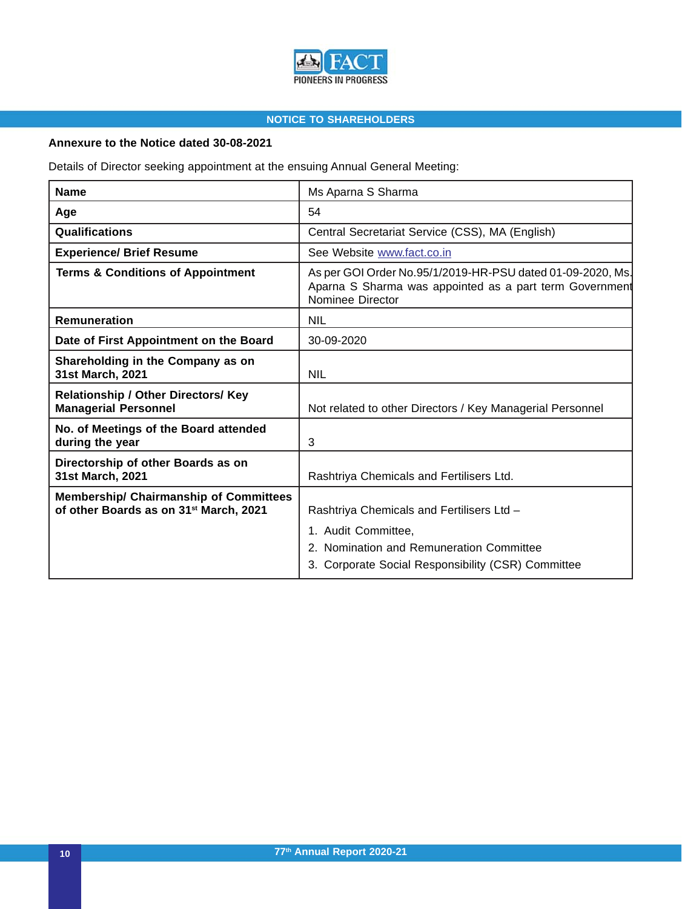## NOTICE TO SHAREHOLDERS

**Annexure to the Notice dated 30-08-2021**

Details of Director seeking appointment at the ensuing Annual General Meeting:

| | |
|---|---|
| **Name** | Ms Aparna S Sharma |
| **Age** | 54 |
| **Qualifications** | Central Secretariat Service (CSS), MA (English) |
| **Experience/ Brief Resume** | See Website www.fact.co.in |
| **Terms & Conditions of Appointment** | As per GOI Order No.95/1/2019-HR-PSU dated 01-09-2020, Ms. Aparna S Sharma was appointed as a part term Government Nominee Director |
| **Remuneration** | NIL |
| **Date of First Appointment on the Board** | 30-09-2020 |
| **Shareholding in the Company as on 31st March, 2021** | NIL |
| **Relationship / Other Directors/ Key Managerial Personnel** | Not related to other Directors / Key Managerial Personnel |
| **No. of Meetings of the Board attended during the year** | 3 |
| **Directorship of other Boards as on 31st March, 2021** | Rashtriya Chemicals and Fertilisers Ltd. |
| **Membership/ Chairmanship of Committees of other Boards as on 31st March, 2021** | Rashtriya Chemicals and Fertilisers Ltd – 1. Audit Committee, 2. Nomination and Remuneration Committee 3. Corporate Social Responsibility (CSR) Committee |